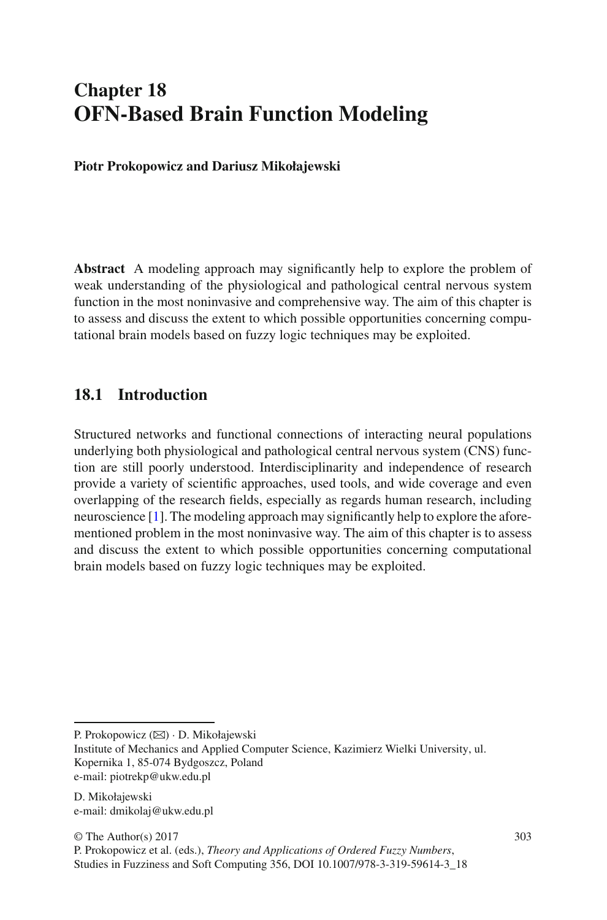# Chapter 18
# OFN-Based Brain Function Modeling

**Piotr Prokopowicz and Dariusz Mikołajewski**

**Abstract** A modeling approach may significantly help to explore the problem of weak understanding of the physiological and pathological central nervous system function in the most noninvasive and comprehensive way. The aim of this chapter is to assess and discuss the extent to which possible opportunities concerning computational brain models based on fuzzy logic techniques may be exploited.

## 18.1 Introduction

Structured networks and functional connections of interacting neural populations underlying both physiological and pathological central nervous system (CNS) function are still poorly understood. Interdisciplinarity and independence of research provide a variety of scientific approaches, used tools, and wide coverage and even overlapping of the research fields, especially as regards human research, including neuroscience [1]. The modeling approach may significantly help to explore the aforementioned problem in the most noninvasive way. The aim of this chapter is to assess and discuss the extent to which possible opportunities concerning computational brain models based on fuzzy logic techniques may be exploited.

---

P. Prokopowicz (✉) · D. Mikołajewski
Institute of Mechanics and Applied Computer Science, Kazimierz Wielki University, ul. Kopernika 1, 85-074 Bydgoszcz, Poland
e-mail: piotrekp@ukw.edu.pl

D. Mikołajewski
e-mail: dmikolaj@ukw.edu.pl

© The Author(s) 2017
P. Prokopowicz et al. (eds.), *Theory and Applications of Ordered Fuzzy Numbers*, Studies in Fuzziness and Soft Computing 356, DOI 10.1007/978-3-319-59614-3_18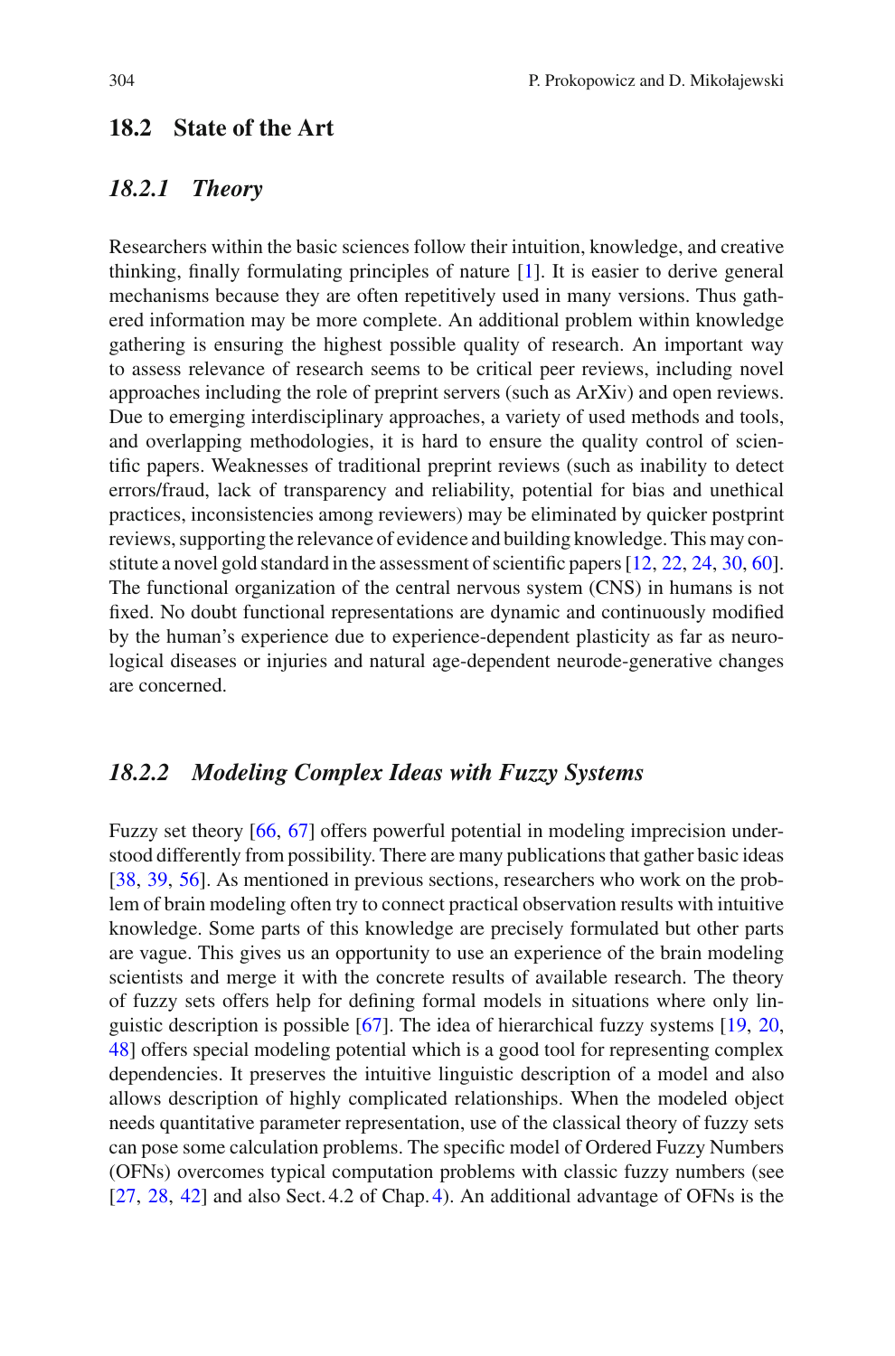## 18.2 State of the Art

### *18.2.1 Theory*

Researchers within the basic sciences follow their intuition, knowledge, and creative thinking, finally formulating principles of nature [1]. It is easier to derive general mechanisms because they are often repetitively used in many versions. Thus gathered information may be more complete. An additional problem within knowledge gathering is ensuring the highest possible quality of research. An important way to assess relevance of research seems to be critical peer reviews, including novel approaches including the role of preprint servers (such as ArXiv) and open reviews. Due to emerging interdisciplinary approaches, a variety of used methods and tools, and overlapping methodologies, it is hard to ensure the quality control of scientific papers. Weaknesses of traditional preprint reviews (such as inability to detect errors/fraud, lack of transparency and reliability, potential for bias and unethical practices, inconsistencies among reviewers) may be eliminated by quicker postprint reviews, supporting the relevance of evidence and building knowledge. This may constitute a novel gold standard in the assessment of scientific papers [12, 22, 24, 30, 60]. The functional organization of the central nervous system (CNS) in humans is not fixed. No doubt functional representations are dynamic and continuously modified by the human's experience due to experience-dependent plasticity as far as neurological diseases or injuries and natural age-dependent neurode-generative changes are concerned.

### *18.2.2 Modeling Complex Ideas with Fuzzy Systems*

Fuzzy set theory [66, 67] offers powerful potential in modeling imprecision understood differently from possibility. There are many publications that gather basic ideas [38, 39, 56]. As mentioned in previous sections, researchers who work on the problem of brain modeling often try to connect practical observation results with intuitive knowledge. Some parts of this knowledge are precisely formulated but other parts are vague. This gives us an opportunity to use an experience of the brain modeling scientists and merge it with the concrete results of available research. The theory of fuzzy sets offers help for defining formal models in situations where only linguistic description is possible [67]. The idea of hierarchical fuzzy systems [19, 20, 48] offers special modeling potential which is a good tool for representing complex dependencies. It preserves the intuitive linguistic description of a model and also allows description of highly complicated relationships. When the modeled object needs quantitative parameter representation, use of the classical theory of fuzzy sets can pose some calculation problems. The specific model of Ordered Fuzzy Numbers (OFNs) overcomes typical computation problems with classic fuzzy numbers (see [27, 28, 42] and also Sect. 4.2 of Chap. 4). An additional advantage of OFNs is the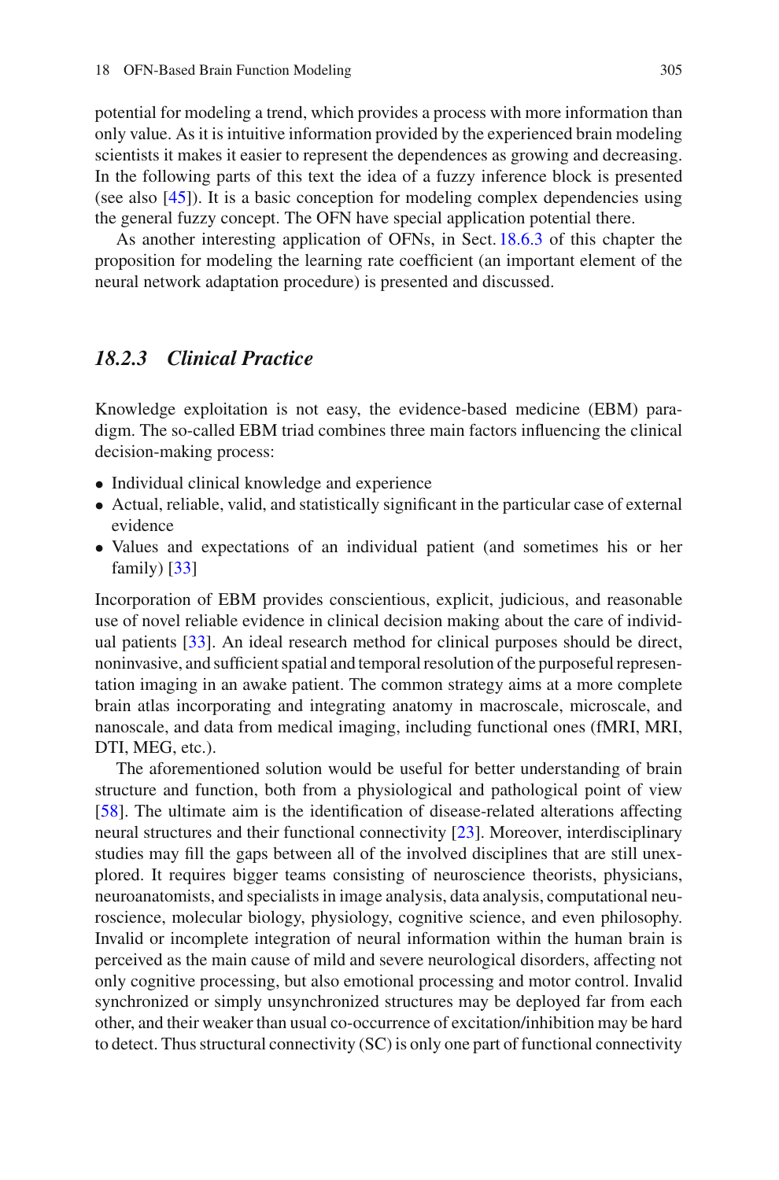potential for modeling a trend, which provides a process with more information than only value. As it is intuitive information provided by the experienced brain modeling scientists it makes it easier to represent the dependences as growing and decreasing. In the following parts of this text the idea of a fuzzy inference block is presented (see also [45]). It is a basic conception for modeling complex dependencies using the general fuzzy concept. The OFN have special application potential there.

As another interesting application of OFNs, in Sect. 18.6.3 of this chapter the proposition for modeling the learning rate coefficient (an important element of the neural network adaptation procedure) is presented and discussed.

### *18.2.3 Clinical Practice*

Knowledge exploitation is not easy, the evidence-based medicine (EBM) paradigm. The so-called EBM triad combines three main factors influencing the clinical decision-making process:

- Individual clinical knowledge and experience
- Actual, reliable, valid, and statistically significant in the particular case of external evidence
- Values and expectations of an individual patient (and sometimes his or her family) [33]

Incorporation of EBM provides conscientious, explicit, judicious, and reasonable use of novel reliable evidence in clinical decision making about the care of individual patients [33]. An ideal research method for clinical purposes should be direct, noninvasive, and sufficient spatial and temporal resolution of the purposeful representation imaging in an awake patient. The common strategy aims at a more complete brain atlas incorporating and integrating anatomy in macroscale, microscale, and nanoscale, and data from medical imaging, including functional ones (fMRI, MRI, DTI, MEG, etc.).

The aforementioned solution would be useful for better understanding of brain structure and function, both from a physiological and pathological point of view [58]. The ultimate aim is the identification of disease-related alterations affecting neural structures and their functional connectivity [23]. Moreover, interdisciplinary studies may fill the gaps between all of the involved disciplines that are still unexplored. It requires bigger teams consisting of neuroscience theorists, physicians, neuroanatomists, and specialists in image analysis, data analysis, computational neuroscience, molecular biology, physiology, cognitive science, and even philosophy. Invalid or incomplete integration of neural information within the human brain is perceived as the main cause of mild and severe neurological disorders, affecting not only cognitive processing, but also emotional processing and motor control. Invalid synchronized or simply unsynchronized structures may be deployed far from each other, and their weaker than usual co-occurrence of excitation/inhibition may be hard to detect. Thus structural connectivity (SC) is only one part of functional connectivity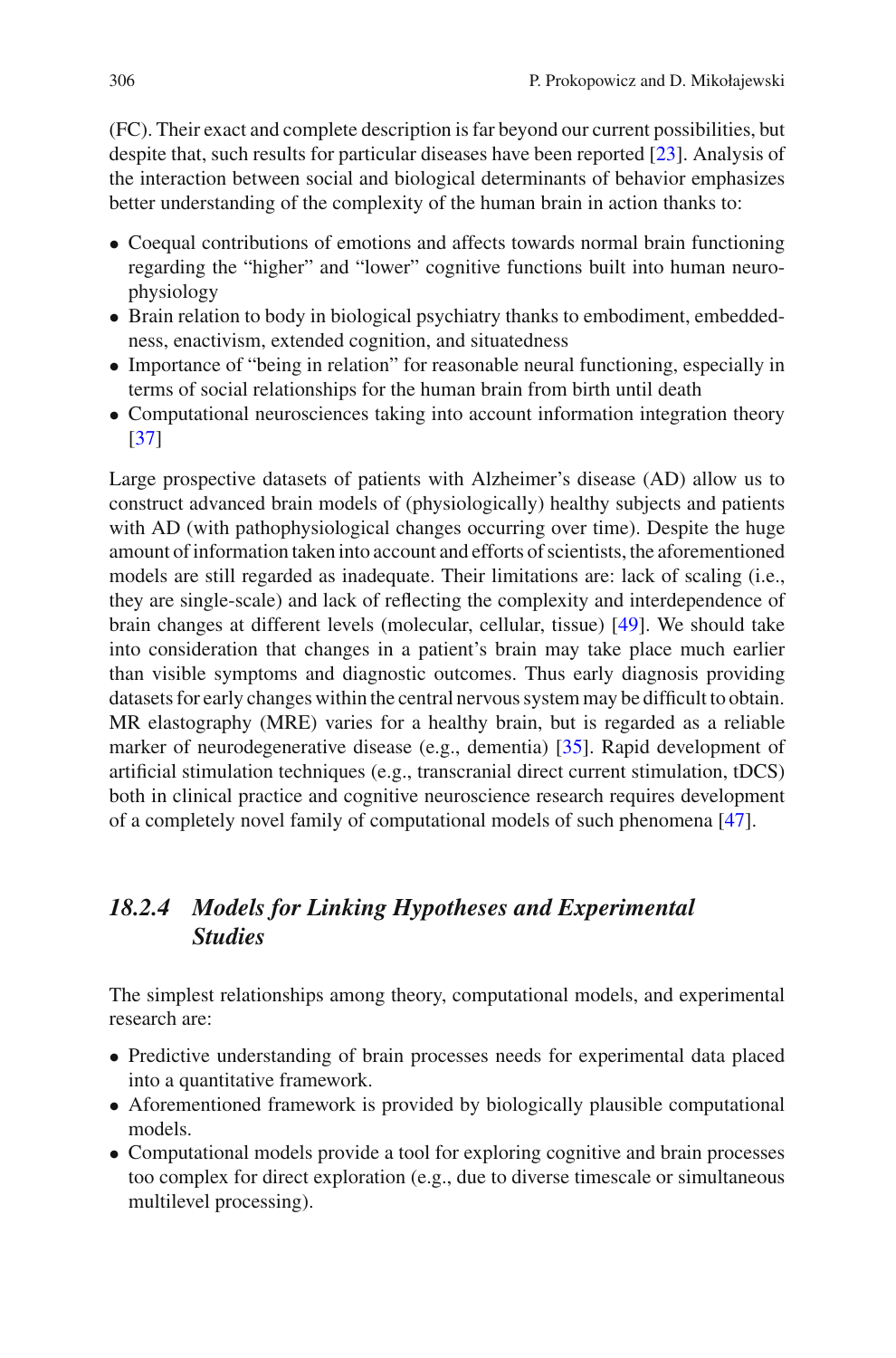(FC). Their exact and complete description is far beyond our current possibilities, but despite that, such results for particular diseases have been reported [23]. Analysis of the interaction between social and biological determinants of behavior emphasizes better understanding of the complexity of the human brain in action thanks to:

- Coequal contributions of emotions and affects towards normal brain functioning regarding the "higher" and "lower" cognitive functions built into human neurophysiology
- Brain relation to body in biological psychiatry thanks to embodiment, embeddedness, enactivism, extended cognition, and situatedness
- Importance of "being in relation" for reasonable neural functioning, especially in terms of social relationships for the human brain from birth until death
- Computational neurosciences taking into account information integration theory [37]

Large prospective datasets of patients with Alzheimer's disease (AD) allow us to construct advanced brain models of (physiologically) healthy subjects and patients with AD (with pathophysiological changes occurring over time). Despite the huge amount of information taken into account and efforts of scientists, the aforementioned models are still regarded as inadequate. Their limitations are: lack of scaling (i.e., they are single-scale) and lack of reflecting the complexity and interdependence of brain changes at different levels (molecular, cellular, tissue) [49]. We should take into consideration that changes in a patient's brain may take place much earlier than visible symptoms and diagnostic outcomes. Thus early diagnosis providing datasets for early changes within the central nervous system may be difficult to obtain. MR elastography (MRE) varies for a healthy brain, but is regarded as a reliable marker of neurodegenerative disease (e.g., dementia) [35]. Rapid development of artificial stimulation techniques (e.g., transcranial direct current stimulation, tDCS) both in clinical practice and cognitive neuroscience research requires development of a completely novel family of computational models of such phenomena [47].

### *18.2.4 Models for Linking Hypotheses and Experimental Studies*

The simplest relationships among theory, computational models, and experimental research are:

- Predictive understanding of brain processes needs for experimental data placed into a quantitative framework.
- Aforementioned framework is provided by biologically plausible computational models.
- Computational models provide a tool for exploring cognitive and brain processes too complex for direct exploration (e.g., due to diverse timescale or simultaneous multilevel processing).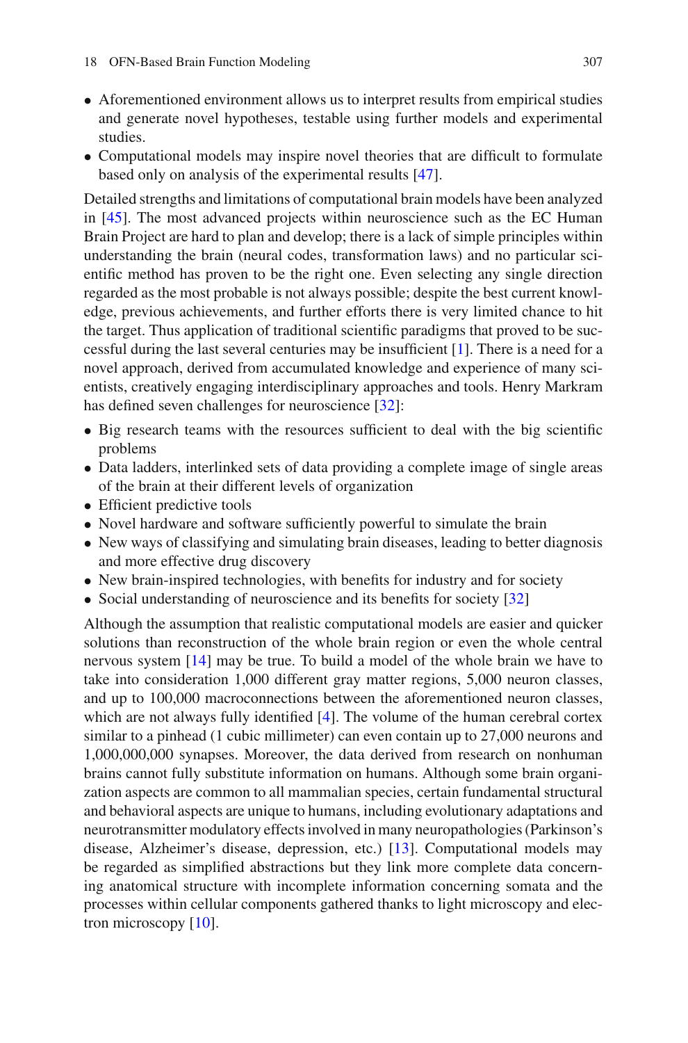- Aforementioned environment allows us to interpret results from empirical studies and generate novel hypotheses, testable using further models and experimental studies.
- Computational models may inspire novel theories that are difficult to formulate based only on analysis of the experimental results [47].

Detailed strengths and limitations of computational brain models have been analyzed in [45]. The most advanced projects within neuroscience such as the EC Human Brain Project are hard to plan and develop; there is a lack of simple principles within understanding the brain (neural codes, transformation laws) and no particular scientific method has proven to be the right one. Even selecting any single direction regarded as the most probable is not always possible; despite the best current knowledge, previous achievements, and further efforts there is very limited chance to hit the target. Thus application of traditional scientific paradigms that proved to be successful during the last several centuries may be insufficient [1]. There is a need for a novel approach, derived from accumulated knowledge and experience of many scientists, creatively engaging interdisciplinary approaches and tools. Henry Markram has defined seven challenges for neuroscience [32]:

- Big research teams with the resources sufficient to deal with the big scientific problems
- Data ladders, interlinked sets of data providing a complete image of single areas of the brain at their different levels of organization
- Efficient predictive tools
- Novel hardware and software sufficiently powerful to simulate the brain
- New ways of classifying and simulating brain diseases, leading to better diagnosis and more effective drug discovery
- New brain-inspired technologies, with benefits for industry and for society
- Social understanding of neuroscience and its benefits for society [32]

Although the assumption that realistic computational models are easier and quicker solutions than reconstruction of the whole brain region or even the whole central nervous system [14] may be true. To build a model of the whole brain we have to take into consideration 1,000 different gray matter regions, 5,000 neuron classes, and up to 100,000 macroconnections between the aforementioned neuron classes, which are not always fully identified [4]. The volume of the human cerebral cortex similar to a pinhead (1 cubic millimeter) can even contain up to 27,000 neurons and 1,000,000,000 synapses. Moreover, the data derived from research on nonhuman brains cannot fully substitute information on humans. Although some brain organization aspects are common to all mammalian species, certain fundamental structural and behavioral aspects are unique to humans, including evolutionary adaptations and neurotransmitter modulatory effects involved in many neuropathologies (Parkinson's disease, Alzheimer's disease, depression, etc.) [13]. Computational models may be regarded as simplified abstractions but they link more complete data concerning anatomical structure with incomplete information concerning somata and the processes within cellular components gathered thanks to light microscopy and electron microscopy [10].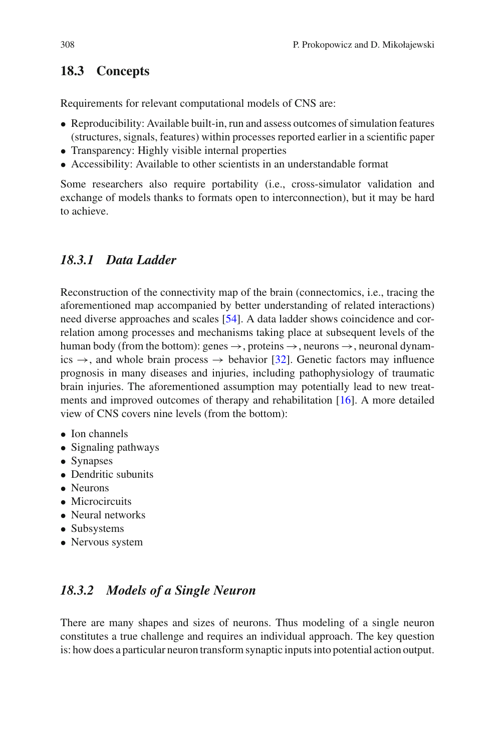## 18.3 Concepts

Requirements for relevant computational models of CNS are:

- Reproducibility: Available built-in, run and assess outcomes of simulation features (structures, signals, features) within processes reported earlier in a scientific paper
- Transparency: Highly visible internal properties
- Accessibility: Available to other scientists in an understandable format

Some researchers also require portability (i.e., cross-simulator validation and exchange of models thanks to formats open to interconnection), but it may be hard to achieve.

### *18.3.1 Data Ladder*

Reconstruction of the connectivity map of the brain (connectomics, i.e., tracing the aforementioned map accompanied by better understanding of related interactions) need diverse approaches and scales [54]. A data ladder shows coincidence and correlation among processes and mechanisms taking place at subsequent levels of the human body (from the bottom): genes →, proteins →, neurons →, neuronal dynamics →, and whole brain process → behavior [32]. Genetic factors may influence prognosis in many diseases and injuries, including pathophysiology of traumatic brain injuries. The aforementioned assumption may potentially lead to new treatments and improved outcomes of therapy and rehabilitation [16]. A more detailed view of CNS covers nine levels (from the bottom):

- Ion channels
- Signaling pathways
- Synapses
- Dendritic subunits
- Neurons
- Microcircuits
- Neural networks
- Subsystems
- Nervous system

### *18.3.2 Models of a Single Neuron*

There are many shapes and sizes of neurons. Thus modeling of a single neuron constitutes a true challenge and requires an individual approach. The key question is: how does a particular neuron transform synaptic inputs into potential action output.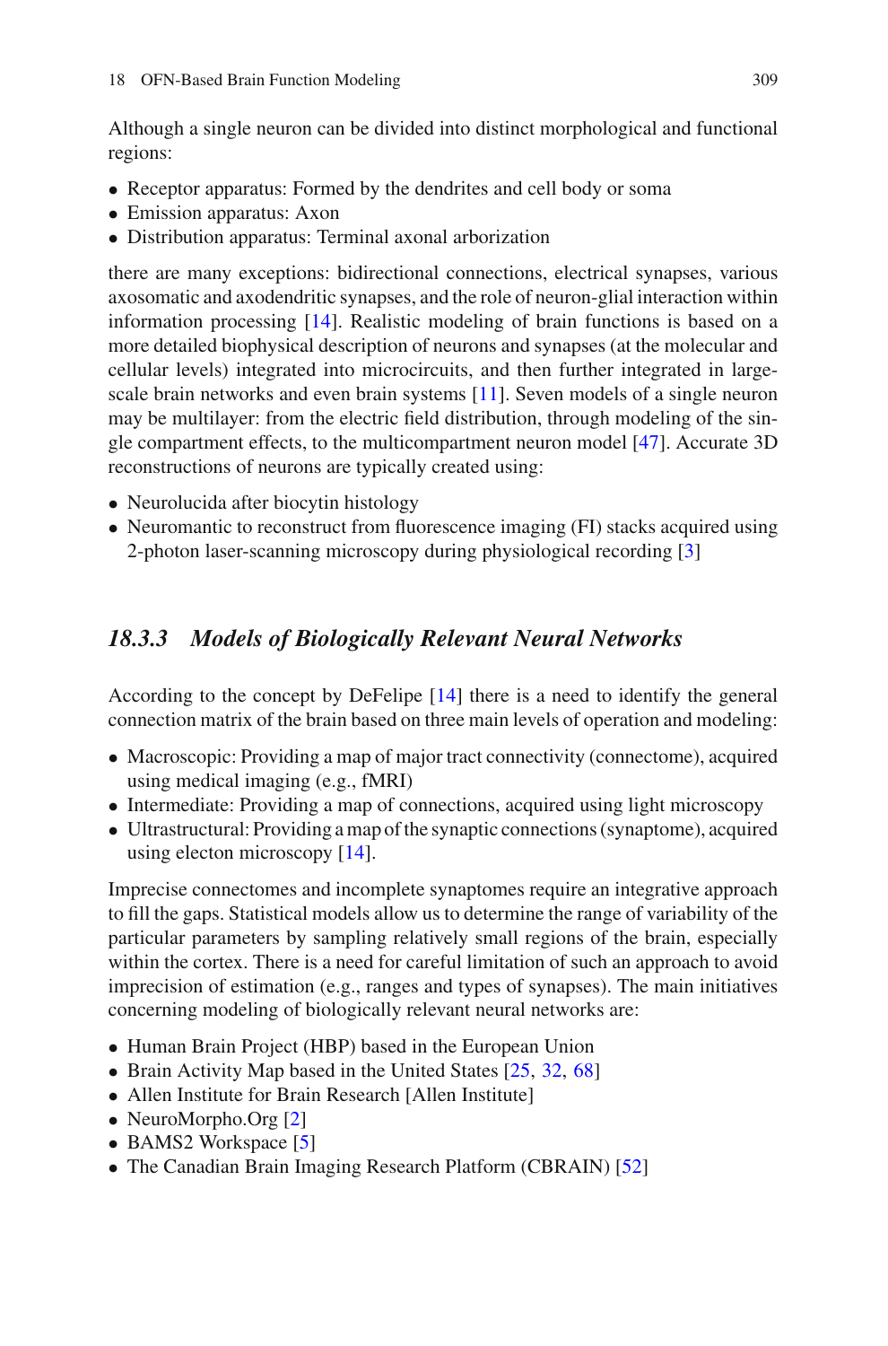Although a single neuron can be divided into distinct morphological and functional regions:

- Receptor apparatus: Formed by the dendrites and cell body or soma
- Emission apparatus: Axon
- Distribution apparatus: Terminal axonal arborization

there are many exceptions: bidirectional connections, electrical synapses, various axosomatic and axodendritic synapses, and the role of neuron-glial interaction within information processing [14]. Realistic modeling of brain functions is based on a more detailed biophysical description of neurons and synapses (at the molecular and cellular levels) integrated into microcircuits, and then further integrated in large-scale brain networks and even brain systems [11]. Seven models of a single neuron may be multilayer: from the electric field distribution, through modeling of the single compartment effects, to the multicompartment neuron model [47]. Accurate 3D reconstructions of neurons are typically created using:

- Neurolucida after biocytin histology
- Neuromantic to reconstruct from fluorescence imaging (FI) stacks acquired using 2-photon laser-scanning microscopy during physiological recording [3]

### *18.3.3 Models of Biologically Relevant Neural Networks*

According to the concept by DeFelipe [14] there is a need to identify the general connection matrix of the brain based on three main levels of operation and modeling:

- Macroscopic: Providing a map of major tract connectivity (connectome), acquired using medical imaging (e.g., fMRI)
- Intermediate: Providing a map of connections, acquired using light microscopy
- Ultrastructural: Providing a map of the synaptic connections (synaptome), acquired using electon microscopy [14].

Imprecise connectomes and incomplete synaptomes require an integrative approach to fill the gaps. Statistical models allow us to determine the range of variability of the particular parameters by sampling relatively small regions of the brain, especially within the cortex. There is a need for careful limitation of such an approach to avoid imprecision of estimation (e.g., ranges and types of synapses). The main initiatives concerning modeling of biologically relevant neural networks are:

- Human Brain Project (HBP) based in the European Union
- Brain Activity Map based in the United States [25, 32, 68]
- Allen Institute for Brain Research [Allen Institute]
- NeuroMorpho.Org [2]
- BAMS2 Workspace [5]
- The Canadian Brain Imaging Research Platform (CBRAIN) [52]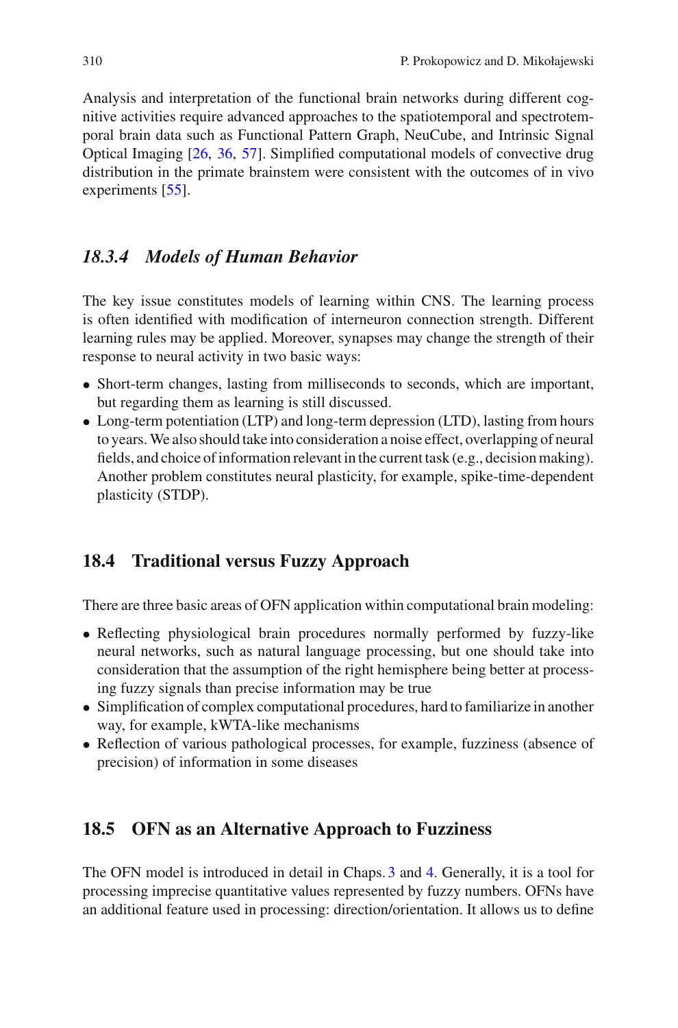Analysis and interpretation of the functional brain networks during different cognitive activities require advanced approaches to the spatiotemporal and spectrotemporal brain data such as Functional Pattern Graph, NeuCube, and Intrinsic Signal Optical Imaging [26, 36, 57]. Simplified computational models of convective drug distribution in the primate brainstem were consistent with the outcomes of in vivo experiments [55].

### *18.3.4 Models of Human Behavior*

The key issue constitutes models of learning within CNS. The learning process is often identified with modification of interneuron connection strength. Different learning rules may be applied. Moreover, synapses may change the strength of their response to neural activity in two basic ways:

- Short-term changes, lasting from milliseconds to seconds, which are important, but regarding them as learning is still discussed.
- Long-term potentiation (LTP) and long-term depression (LTD), lasting from hours to years. We also should take into consideration a noise effect, overlapping of neural fields, and choice of information relevant in the current task (e.g., decision making). Another problem constitutes neural plasticity, for example, spike-time-dependent plasticity (STDP).

## 18.4 Traditional versus Fuzzy Approach

There are three basic areas of OFN application within computational brain modeling:

- Reflecting physiological brain procedures normally performed by fuzzy-like neural networks, such as natural language processing, but one should take into consideration that the assumption of the right hemisphere being better at processing fuzzy signals than precise information may be true
- Simplification of complex computational procedures, hard to familiarize in another way, for example, kWTA-like mechanisms
- Reflection of various pathological processes, for example, fuzziness (absence of precision) of information in some diseases

## 18.5 OFN as an Alternative Approach to Fuzziness

The OFN model is introduced in detail in Chaps. 3 and 4. Generally, it is a tool for processing imprecise quantitative values represented by fuzzy numbers. OFNs have an additional feature used in processing: direction/orientation. It allows us to define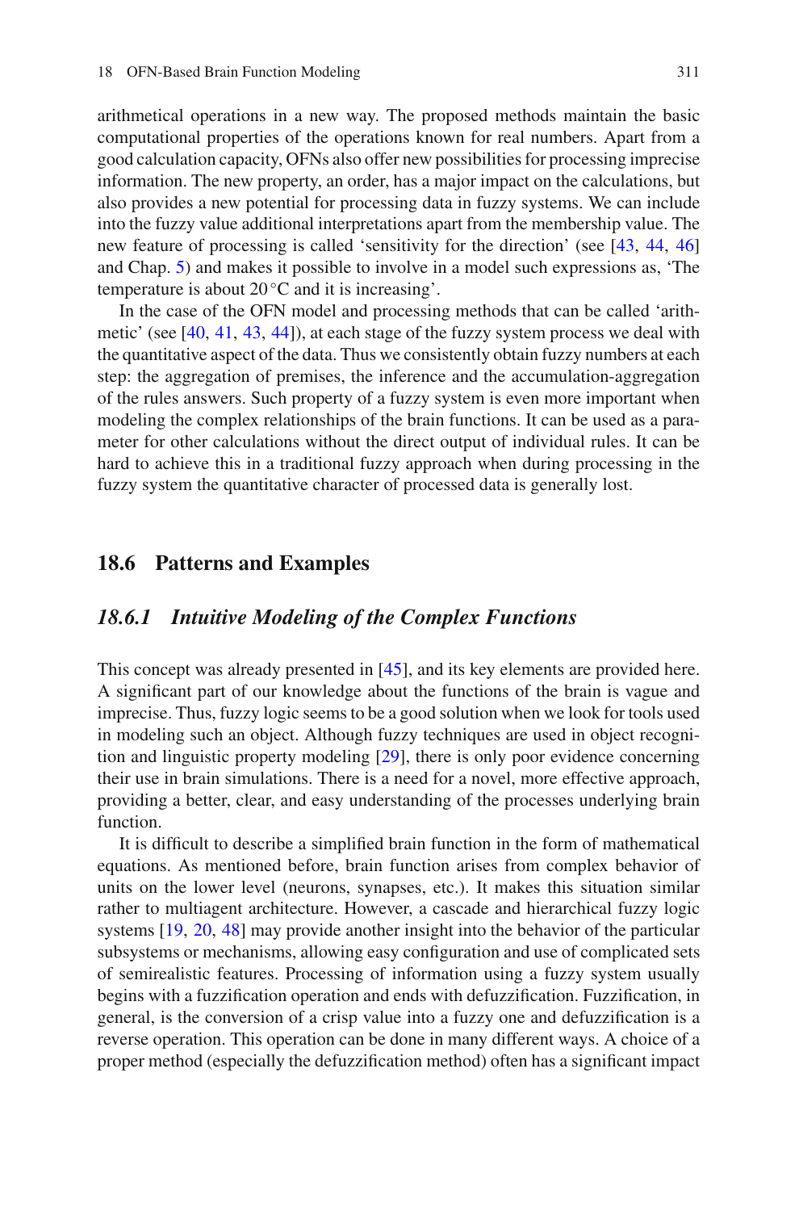arithmetical operations in a new way. The proposed methods maintain the basic computational properties of the operations known for real numbers. Apart from a good calculation capacity, OFNs also offer new possibilities for processing imprecise information. The new property, an order, has a major impact on the calculations, but also provides a new potential for processing data in fuzzy systems. We can include into the fuzzy value additional interpretations apart from the membership value. The new feature of processing is called 'sensitivity for the direction' (see [43, 44, 46] and Chap. 5) and makes it possible to involve in a model such expressions as, 'The temperature is about 20 °C and it is increasing'.

In the case of the OFN model and processing methods that can be called 'arithmetic' (see [40, 41, 43, 44]), at each stage of the fuzzy system process we deal with the quantitative aspect of the data. Thus we consistently obtain fuzzy numbers at each step: the aggregation of premises, the inference and the accumulation-aggregation of the rules answers. Such property of a fuzzy system is even more important when modeling the complex relationships of the brain functions. It can be used as a parameter for other calculations without the direct output of individual rules. It can be hard to achieve this in a traditional fuzzy approach when during processing in the fuzzy system the quantitative character of processed data is generally lost.

## 18.6 Patterns and Examples

### *18.6.1 Intuitive Modeling of the Complex Functions*

This concept was already presented in [45], and its key elements are provided here. A significant part of our knowledge about the functions of the brain is vague and imprecise. Thus, fuzzy logic seems to be a good solution when we look for tools used in modeling such an object. Although fuzzy techniques are used in object recognition and linguistic property modeling [29], there is only poor evidence concerning their use in brain simulations. There is a need for a novel, more effective approach, providing a better, clear, and easy understanding of the processes underlying brain function.

It is difficult to describe a simplified brain function in the form of mathematical equations. As mentioned before, brain function arises from complex behavior of units on the lower level (neurons, synapses, etc.). It makes this situation similar rather to multiagent architecture. However, a cascade and hierarchical fuzzy logic systems [19, 20, 48] may provide another insight into the behavior of the particular subsystems or mechanisms, allowing easy configuration and use of complicated sets of semirealistic features. Processing of information using a fuzzy system usually begins with a fuzzification operation and ends with defuzzification. Fuzzification, in general, is the conversion of a crisp value into a fuzzy one and defuzzification is a reverse operation. This operation can be done in many different ways. A choice of a proper method (especially the defuzzification method) often has a significant impact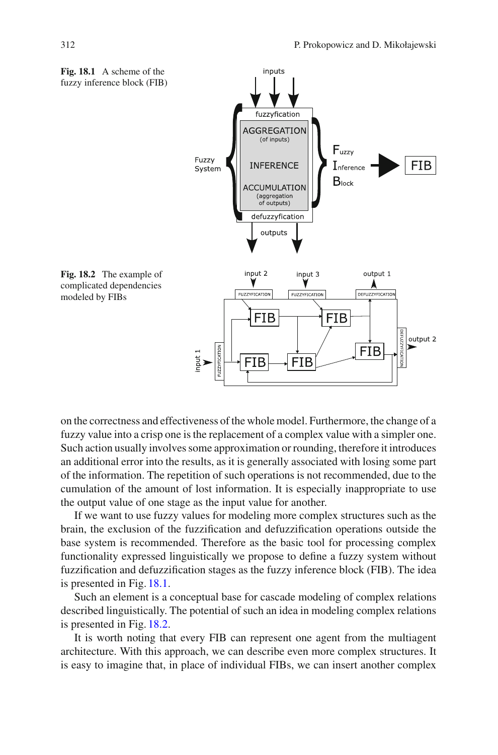**Fig. 18.1** A scheme of the fuzzy inference block (FIB)

**Fig. 18.2** The example of complicated dependencies modeled by FIBs

on the correctness and effectiveness of the whole model. Furthermore, the change of a fuzzy value into a crisp one is the replacement of a complex value with a simpler one. Such action usually involves some approximation or rounding, therefore it introduces an additional error into the results, as it is generally associated with losing some part of the information. The repetition of such operations is not recommended, due to the cumulation of the amount of lost information. It is especially inappropriate to use the output value of one stage as the input value for another.

If we want to use fuzzy values for modeling more complex structures such as the brain, the exclusion of the fuzzification and defuzzification operations outside the base system is recommended. Therefore as the basic tool for processing complex functionality expressed linguistically we propose to define a fuzzy system without fuzzification and defuzzification stages as the fuzzy inference block (FIB). The idea is presented in Fig. 18.1.

Such an element is a conceptual base for cascade modeling of complex relations described linguistically. The potential of such an idea in modeling complex relations is presented in Fig. 18.2.

It is worth noting that every FIB can represent one agent from the multiagent architecture. With this approach, we can describe even more complex structures. It is easy to imagine that, in place of individual FIBs, we can insert another complex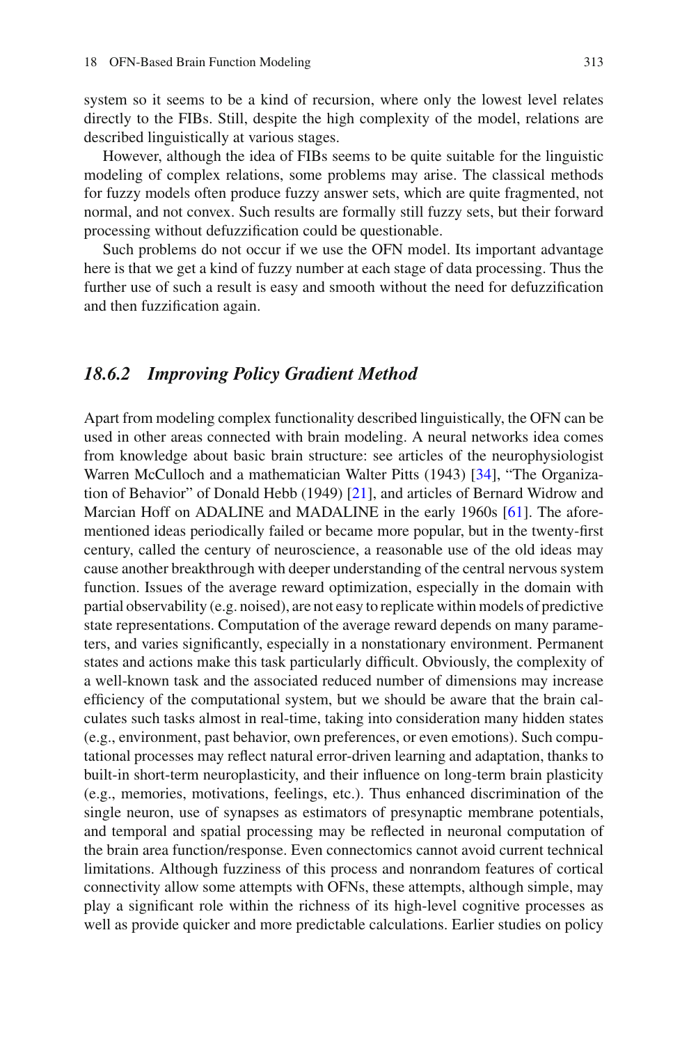system so it seems to be a kind of recursion, where only the lowest level relates directly to the FIBs. Still, despite the high complexity of the model, relations are described linguistically at various stages.

However, although the idea of FIBs seems to be quite suitable for the linguistic modeling of complex relations, some problems may arise. The classical methods for fuzzy models often produce fuzzy answer sets, which are quite fragmented, not normal, and not convex. Such results are formally still fuzzy sets, but their forward processing without defuzzification could be questionable.

Such problems do not occur if we use the OFN model. Its important advantage here is that we get a kind of fuzzy number at each stage of data processing. Thus the further use of such a result is easy and smooth without the need for defuzzification and then fuzzification again.

### *18.6.2 Improving Policy Gradient Method*

Apart from modeling complex functionality described linguistically, the OFN can be used in other areas connected with brain modeling. A neural networks idea comes from knowledge about basic brain structure: see articles of the neurophysiologist Warren McCulloch and a mathematician Walter Pitts (1943) [34], "The Organization of Behavior" of Donald Hebb (1949) [21], and articles of Bernard Widrow and Marcian Hoff on ADALINE and MADALINE in the early 1960s [61]. The aforementioned ideas periodically failed or became more popular, but in the twenty-first century, called the century of neuroscience, a reasonable use of the old ideas may cause another breakthrough with deeper understanding of the central nervous system function. Issues of the average reward optimization, especially in the domain with partial observability (e.g. noised), are not easy to replicate within models of predictive state representations. Computation of the average reward depends on many parameters, and varies significantly, especially in a nonstationary environment. Permanent states and actions make this task particularly difficult. Obviously, the complexity of a well-known task and the associated reduced number of dimensions may increase efficiency of the computational system, but we should be aware that the brain calculates such tasks almost in real-time, taking into consideration many hidden states (e.g., environment, past behavior, own preferences, or even emotions). Such computational processes may reflect natural error-driven learning and adaptation, thanks to built-in short-term neuroplasticity, and their influence on long-term brain plasticity (e.g., memories, motivations, feelings, etc.). Thus enhanced discrimination of the single neuron, use of synapses as estimators of presynaptic membrane potentials, and temporal and spatial processing may be reflected in neuronal computation of the brain area function/response. Even connectomics cannot avoid current technical limitations. Although fuzziness of this process and nonrandom features of cortical connectivity allow some attempts with OFNs, these attempts, although simple, may play a significant role within the richness of its high-level cognitive processes as well as provide quicker and more predictable calculations. Earlier studies on policy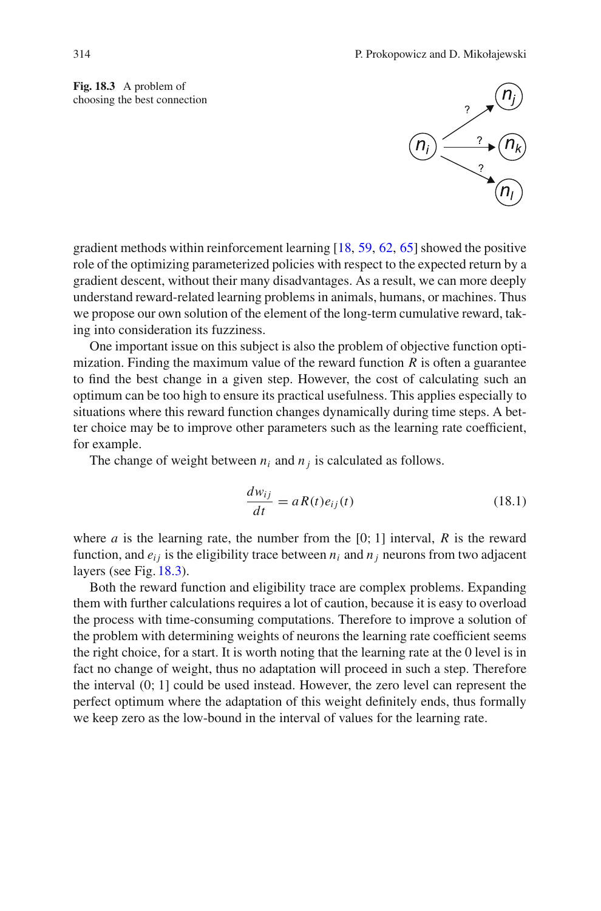**Fig. 18.3** A problem of choosing the best connection

gradient methods within reinforcement learning [18, 59, 62, 65] showed the positive role of the optimizing parameterized policies with respect to the expected return by a gradient descent, without their many disadvantages. As a result, we can more deeply understand reward-related learning problems in animals, humans, or machines. Thus we propose our own solution of the element of the long-term cumulative reward, taking into consideration its fuzziness.

One important issue on this subject is also the problem of objective function optimization. Finding the maximum value of the reward function $R$ is often a guarantee to find the best change in a given step. However, the cost of calculating such an optimum can be too high to ensure its practical usefulness. This applies especially to situations where this reward function changes dynamically during time steps. A better choice may be to improve other parameters such as the learning rate coefficient, for example.

The change of weight between $n_i$ and $n_j$ is calculated as follows.

$$\frac{dw_{ij}}{dt} = aR(t)e_{ij}(t) \tag{18.1}$$

where $a$ is the learning rate, the number from the [0; 1] interval, $R$ is the reward function, and $e_{ij}$ is the eligibility trace between $n_i$ and $n_j$ neurons from two adjacent layers (see Fig. 18.3).

Both the reward function and eligibility trace are complex problems. Expanding them with further calculations requires a lot of caution, because it is easy to overload the process with time-consuming computations. Therefore to improve a solution of the problem with determining weights of neurons the learning rate coefficient seems the right choice, for a start. It is worth noting that the learning rate at the 0 level is in fact no change of weight, thus no adaptation will proceed in such a step. Therefore the interval (0; 1] could be used instead. However, the zero level can represent the perfect optimum where the adaptation of this weight definitely ends, thus formally we keep zero as the low-bound in the interval of values for the learning rate.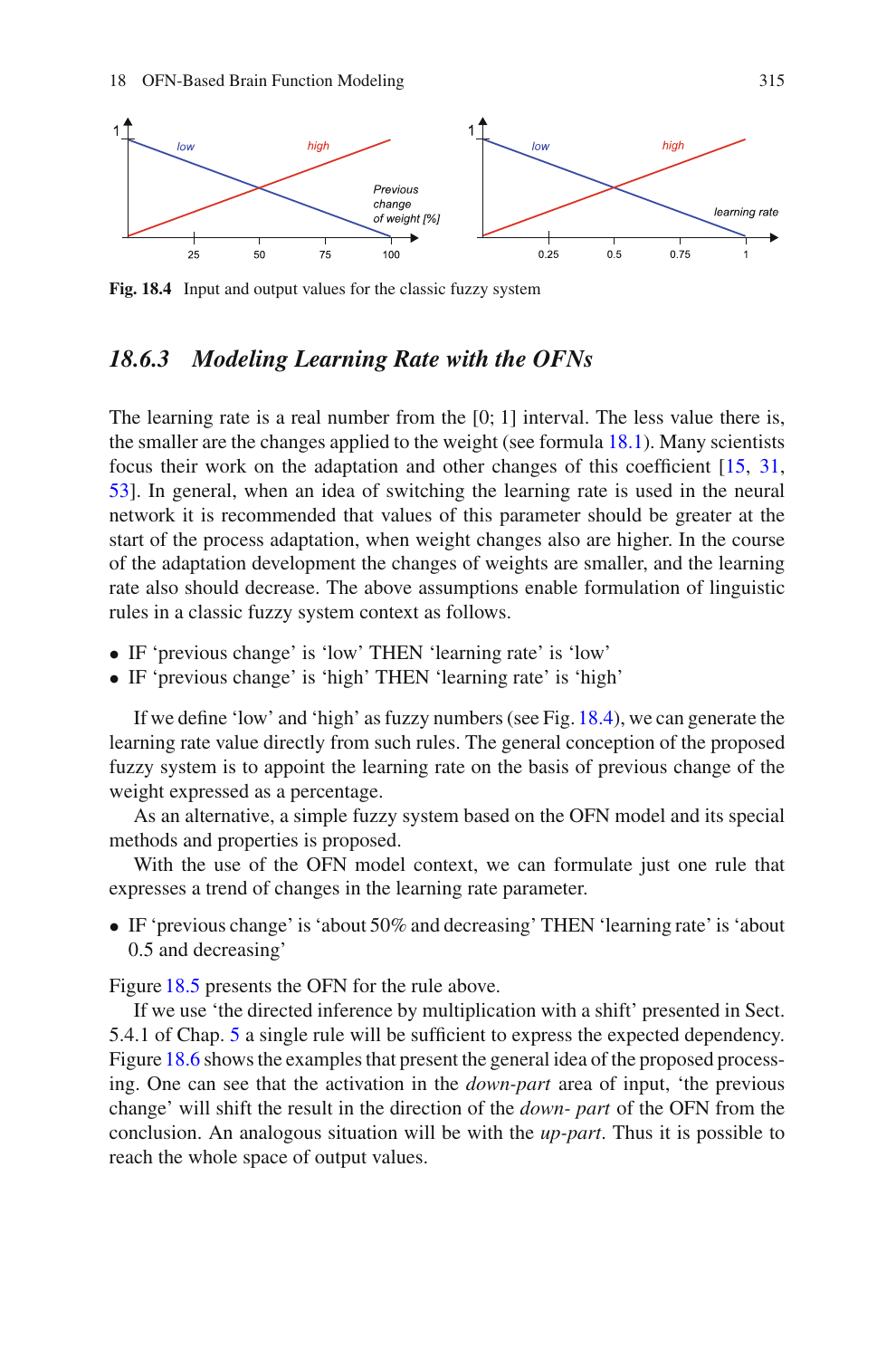Fig. 18.4 Input and output values for the classic fuzzy system

### 18.6.3 Modeling Learning Rate with the OFNs

The learning rate is a real number from the [0; 1] interval. The less value there is, the smaller are the changes applied to the weight (see formula 18.1). Many scientists focus their work on the adaptation and other changes of this coefficient [15, 31, 53]. In general, when an idea of switching the learning rate is used in the neural network it is recommended that values of this parameter should be greater at the start of the process adaptation, when weight changes also are higher. In the course of the adaptation development the changes of weights are smaller, and the learning rate also should decrease. The above assumptions enable formulation of linguistic rules in a classic fuzzy system context as follows.

- IF 'previous change' is 'low' THEN 'learning rate' is 'low'
- IF 'previous change' is 'high' THEN 'learning rate' is 'high'

If we define 'low' and 'high' as fuzzy numbers (see Fig. 18.4), we can generate the learning rate value directly from such rules. The general conception of the proposed fuzzy system is to appoint the learning rate on the basis of previous change of the weight expressed as a percentage.

As an alternative, a simple fuzzy system based on the OFN model and its special methods and properties is proposed.

With the use of the OFN model context, we can formulate just one rule that expresses a trend of changes in the learning rate parameter.

- IF 'previous change' is 'about 50% and decreasing' THEN 'learning rate' is 'about 0.5 and decreasing'

Figure 18.5 presents the OFN for the rule above.

If we use 'the directed inference by multiplication with a shift' presented in Sect. 5.4.1 of Chap. 5 a single rule will be sufficient to express the expected dependency. Figure 18.6 shows the examples that present the general idea of the proposed processing. One can see that the activation in the *down-part* area of input, 'the previous change' will shift the result in the direction of the *down- part* of the OFN from the conclusion. An analogous situation will be with the *up-part*. Thus it is possible to reach the whole space of output values.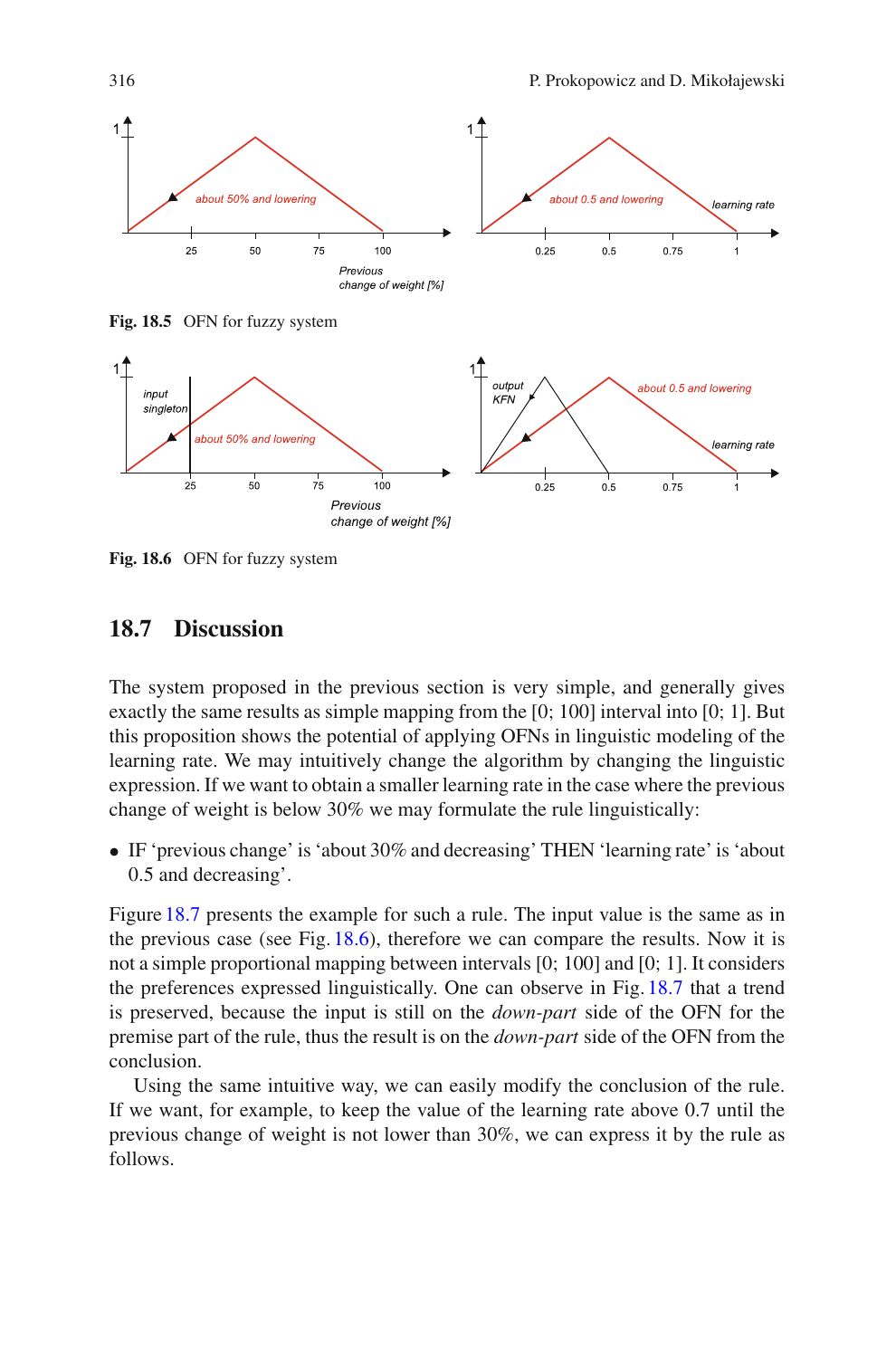Fig. 18.5 OFN for fuzzy system

Fig. 18.6 OFN for fuzzy system

## 18.7 Discussion

The system proposed in the previous section is very simple, and generally gives exactly the same results as simple mapping from the [0; 100] interval into [0; 1]. But this proposition shows the potential of applying OFNs in linguistic modeling of the learning rate. We may intuitively change the algorithm by changing the linguistic expression. If we want to obtain a smaller learning rate in the case where the previous change of weight is below 30% we may formulate the rule linguistically:

- IF 'previous change' is 'about 30% and decreasing' THEN 'learning rate' is 'about 0.5 and decreasing'.

Figure 18.7 presents the example for such a rule. The input value is the same as in the previous case (see Fig. 18.6), therefore we can compare the results. Now it is not a simple proportional mapping between intervals [0; 100] and [0; 1]. It considers the preferences expressed linguistically. One can observe in Fig. 18.7 that a trend is preserved, because the input is still on the *down-part* side of the OFN for the premise part of the rule, thus the result is on the *down-part* side of the OFN from the conclusion.

Using the same intuitive way, we can easily modify the conclusion of the rule. If we want, for example, to keep the value of the learning rate above 0.7 until the previous change of weight is not lower than 30%, we can express it by the rule as follows.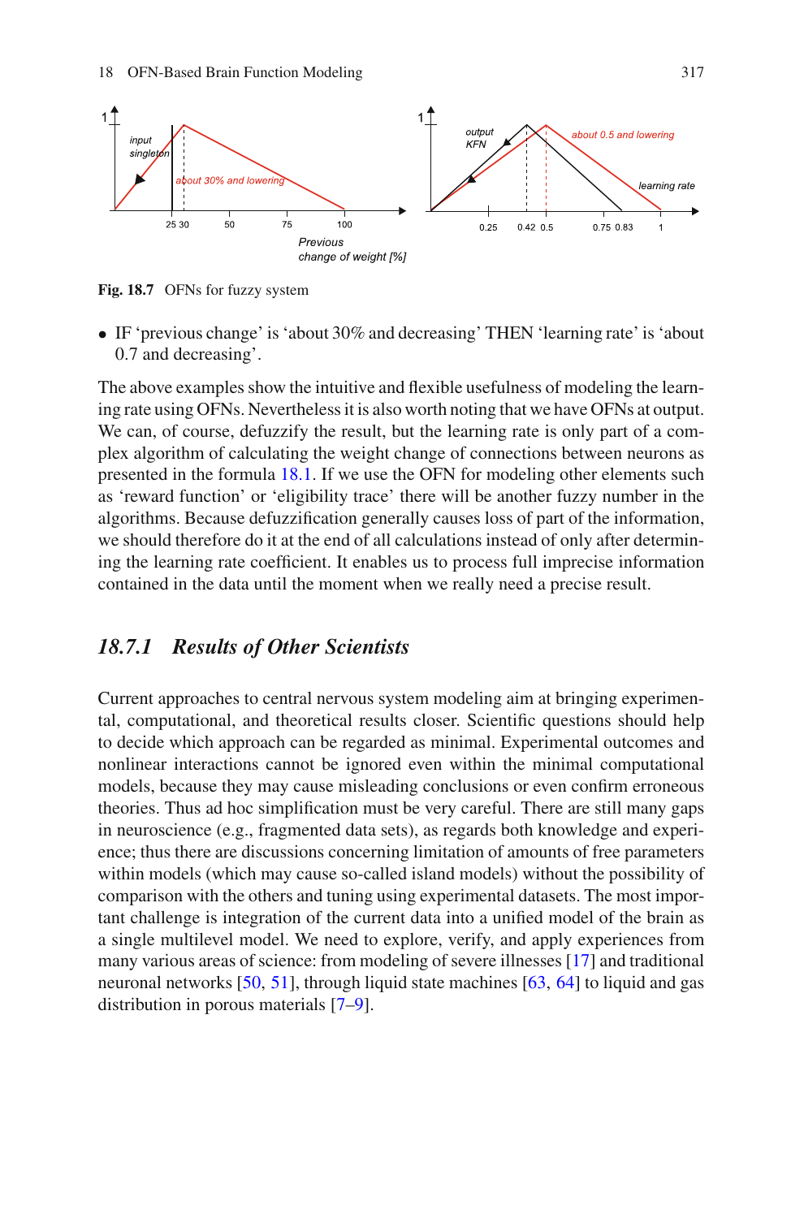1

input
singleton

about 30% and lowering

25 30 50 75 100

Previous
change of weight [%]

1

output
KFN

about 0.5 and lowering

learning rate

0.25 0.42 0.5 0.75 0.83 1

**Fig. 18.7** OFNs for fuzzy system

- IF 'previous change' is 'about 30% and decreasing' THEN 'learning rate' is 'about 0.7 and decreasing'.

The above examples show the intuitive and flexible usefulness of modeling the learning rate using OFNs. Nevertheless it is also worth noting that we have OFNs at output. We can, of course, defuzzify the result, but the learning rate is only part of a complex algorithm of calculating the weight change of connections between neurons as presented in the formula 18.1. If we use the OFN for modeling other elements such as 'reward function' or 'eligibility trace' there will be another fuzzy number in the algorithms. Because defuzzification generally causes loss of part of the information, we should therefore do it at the end of all calculations instead of only after determining the learning rate coefficient. It enables us to process full imprecise information contained in the data until the moment when we really need a precise result.

### *18.7.1 Results of Other Scientists*

Current approaches to central nervous system modeling aim at bringing experimental, computational, and theoretical results closer. Scientific questions should help to decide which approach can be regarded as minimal. Experimental outcomes and nonlinear interactions cannot be ignored even within the minimal computational models, because they may cause misleading conclusions or even confirm erroneous theories. Thus ad hoc simplification must be very careful. There are still many gaps in neuroscience (e.g., fragmented data sets), as regards both knowledge and experience; thus there are discussions concerning limitation of amounts of free parameters within models (which may cause so-called island models) without the possibility of comparison with the others and tuning using experimental datasets. The most important challenge is integration of the current data into a unified model of the brain as a single multilevel model. We need to explore, verify, and apply experiences from many various areas of science: from modeling of severe illnesses [17] and traditional neuronal networks [50, 51], through liquid state machines [63, 64] to liquid and gas distribution in porous materials [7–9].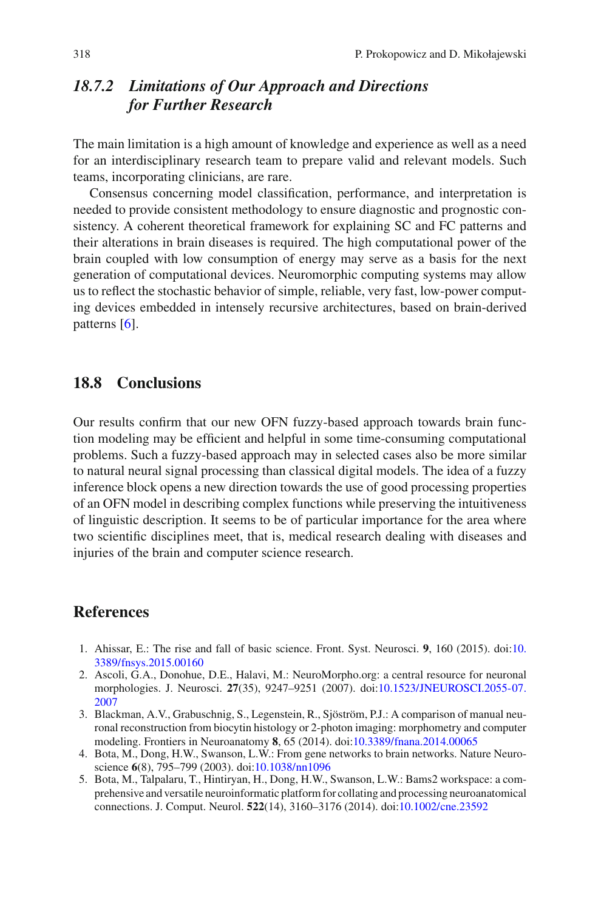### *18.7.2 Limitations of Our Approach and Directions for Further Research*

The main limitation is a high amount of knowledge and experience as well as a need for an interdisciplinary research team to prepare valid and relevant models. Such teams, incorporating clinicians, are rare.

Consensus concerning model classification, performance, and interpretation is needed to provide consistent methodology to ensure diagnostic and prognostic consistency. A coherent theoretical framework for explaining SC and FC patterns and their alterations in brain diseases is required. The high computational power of the brain coupled with low consumption of energy may serve as a basis for the next generation of computational devices. Neuromorphic computing systems may allow us to reflect the stochastic behavior of simple, reliable, very fast, low-power computing devices embedded in intensely recursive architectures, based on brain-derived patterns [6].

## 18.8 Conclusions

Our results confirm that our new OFN fuzzy-based approach towards brain function modeling may be efficient and helpful in some time-consuming computational problems. Such a fuzzy-based approach may in selected cases also be more similar to natural neural signal processing than classical digital models. The idea of a fuzzy inference block opens a new direction towards the use of good processing properties of an OFN model in describing complex functions while preserving the intuitiveness of linguistic description. It seems to be of particular importance for the area where two scientific disciplines meet, that is, medical research dealing with diseases and injuries of the brain and computer science research.

## References

1. Ahissar, E.: The rise and fall of basic science. Front. Syst. Neurosci. **9**, 160 (2015). doi:10.3389/fnsys.2015.00160
2. Ascoli, G.A., Donohue, D.E., Halavi, M.: NeuroMorpho.org: a central resource for neuronal morphologies. J. Neurosci. **27**(35), 9247–9251 (2007). doi:10.1523/JNEUROSCI.2055-07.2007
3. Blackman, A.V., Grabuschnig, S., Legenstein, R., Sjöström, P.J.: A comparison of manual neuronal reconstruction from biocytin histology or 2-photon imaging: morphometry and computer modeling. Frontiers in Neuroanatomy **8**, 65 (2014). doi:10.3389/fnana.2014.00065
4. Bota, M., Dong, H.W., Swanson, L.W.: From gene networks to brain networks. Nature Neuroscience **6**(8), 795–799 (2003). doi:10.1038/nn1096
5. Bota, M., Talpalaru, T., Hintiryan, H., Dong, H.W., Swanson, L.W.: Bams2 workspace: a comprehensive and versatile neuroinformatic platform for collating and processing neuroanatomical connections. J. Comput. Neurol. **522**(14), 3160–3176 (2014). doi:10.1002/cne.23592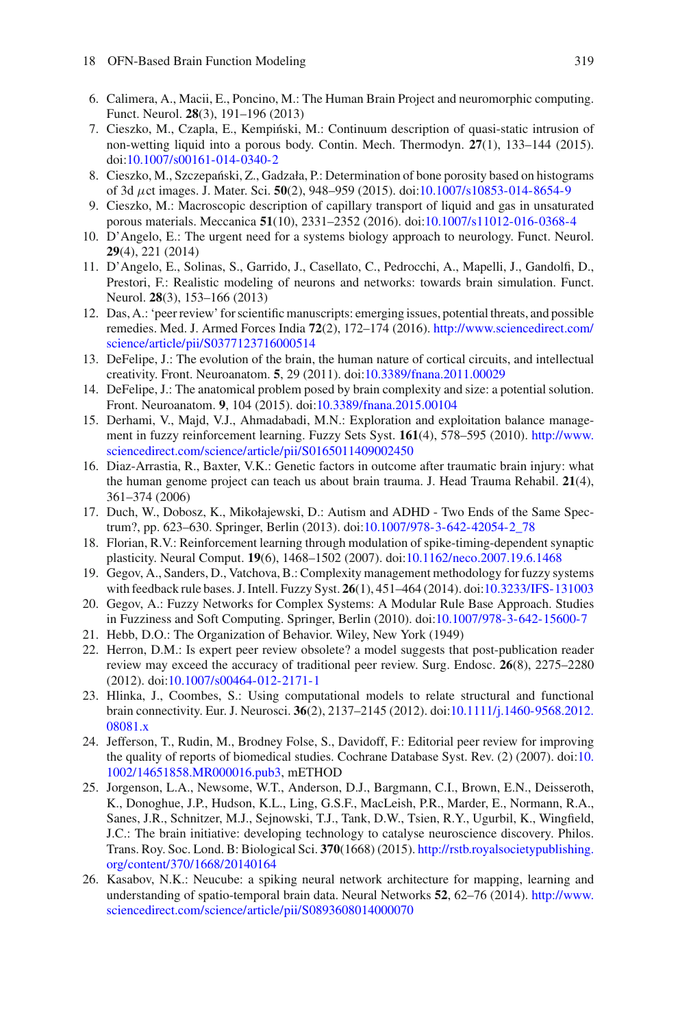6. Calimera, A., Macii, E., Poncino, M.: The Human Brain Project and neuromorphic computing. Funct. Neurol. **28**(3), 191–196 (2013)
7. Cieszko, M., Czapla, E., Kempiński, M.: Continuum description of quasi-static intrusion of non-wetting liquid into a porous body. Contin. Mech. Thermodyn. **27**(1), 133–144 (2015). doi:10.1007/s00161-014-0340-2
8. Cieszko, M., Szczepański, Z., Gadzała, P.: Determination of bone porosity based on histograms of 3d $\mu$ct images. J. Mater. Sci. **50**(2), 948–959 (2015). doi:10.1007/s10853-014-8654-9
9. Cieszko, M.: Macroscopic description of capillary transport of liquid and gas in unsaturated porous materials. Meccanica **51**(10), 2331–2352 (2016). doi:10.1007/s11012-016-0368-4
10. D'Angelo, E.: The urgent need for a systems biology approach to neurology. Funct. Neurol. **29**(4), 221 (2014)
11. D'Angelo, E., Solinas, S., Garrido, J., Casellato, C., Pedrocchi, A., Mapelli, J., Gandolfi, D., Prestori, F.: Realistic modeling of neurons and networks: towards brain simulation. Funct. Neurol. **28**(3), 153–166 (2013)
12. Das, A.: 'peer review' for scientific manuscripts: emerging issues, potential threats, and possible remedies. Med. J. Armed Forces India **72**(2), 172–174 (2016). http://www.sciencedirect.com/science/article/pii/S0377123716000514
13. DeFelipe, J.: The evolution of the brain, the human nature of cortical circuits, and intellectual creativity. Front. Neuroanatom. **5**, 29 (2011). doi:10.3389/fnana.2011.00029
14. DeFelipe, J.: The anatomical problem posed by brain complexity and size: a potential solution. Front. Neuroanatom. **9**, 104 (2015). doi:10.3389/fnana.2015.00104
15. Derhami, V., Majd, V.J., Ahmadabadi, M.N.: Exploration and exploitation balance management in fuzzy reinforcement learning. Fuzzy Sets Syst. **161**(4), 578–595 (2010). http://www.sciencedirect.com/science/article/pii/S0165011409002450
16. Diaz-Arrastia, R., Baxter, V.K.: Genetic factors in outcome after traumatic brain injury: what the human genome project can teach us about brain trauma. J. Head Trauma Rehabil. **21**(4), 361–374 (2006)
17. Duch, W., Dobosz, K., Mikołajewski, D.: Autism and ADHD - Two Ends of the Same Spectrum?, pp. 623–630. Springer, Berlin (2013). doi:10.1007/978-3-642-42054-2_78
18. Florian, R.V.: Reinforcement learning through modulation of spike-timing-dependent synaptic plasticity. Neural Comput. **19**(6), 1468–1502 (2007). doi:10.1162/neco.2007.19.6.1468
19. Gegov, A., Sanders, D., Vatchova, B.: Complexity management methodology for fuzzy systems with feedback rule bases. J. Intell. Fuzzy Syst. **26**(1), 451–464 (2014). doi:10.3233/IFS-131003
20. Gegov, A.: Fuzzy Networks for Complex Systems: A Modular Rule Base Approach. Studies in Fuzziness and Soft Computing. Springer, Berlin (2010). doi:10.1007/978-3-642-15600-7
21. Hebb, D.O.: The Organization of Behavior. Wiley, New York (1949)
22. Herron, D.M.: Is expert peer review obsolete? a model suggests that post-publication reader review may exceed the accuracy of traditional peer review. Surg. Endosc. **26**(8), 2275–2280 (2012). doi:10.1007/s00464-012-2171-1
23. Hlinka, J., Coombes, S.: Using computational models to relate structural and functional brain connectivity. Eur. J. Neurosci. **36**(2), 2137–2145 (2012). doi:10.1111/j.1460-9568.2012.08081.x
24. Jefferson, T., Rudin, M., Brodney Folse, S., Davidoff, F.: Editorial peer review for improving the quality of reports of biomedical studies. Cochrane Database Syst. Rev. (2) (2007). doi:10.1002/14651858.MR000016.pub3, mETHOD
25. Jorgenson, L.A., Newsome, W.T., Anderson, D.J., Bargmann, C.I., Brown, E.N., Deisseroth, K., Donoghue, J.P., Hudson, K.L., Ling, G.S.F., MacLeish, P.R., Marder, E., Normann, R.A., Sanes, J.R., Schnitzer, M.J., Sejnowski, T.J., Tank, D.W., Tsien, R.Y., Ugurbil, K., Wingfield, J.C.: The brain initiative: developing technology to catalyse neuroscience discovery. Philos. Trans. Roy. Soc. Lond. B: Biological Sci. **370**(1668) (2015). http://rstb.royalsocietypublishing.org/content/370/1668/20140164
26. Kasabov, N.K.: Neucube: a spiking neural network architecture for mapping, learning and understanding of spatio-temporal brain data. Neural Networks **52**, 62–76 (2014). http://www.sciencedirect.com/science/article/pii/S0893608014000070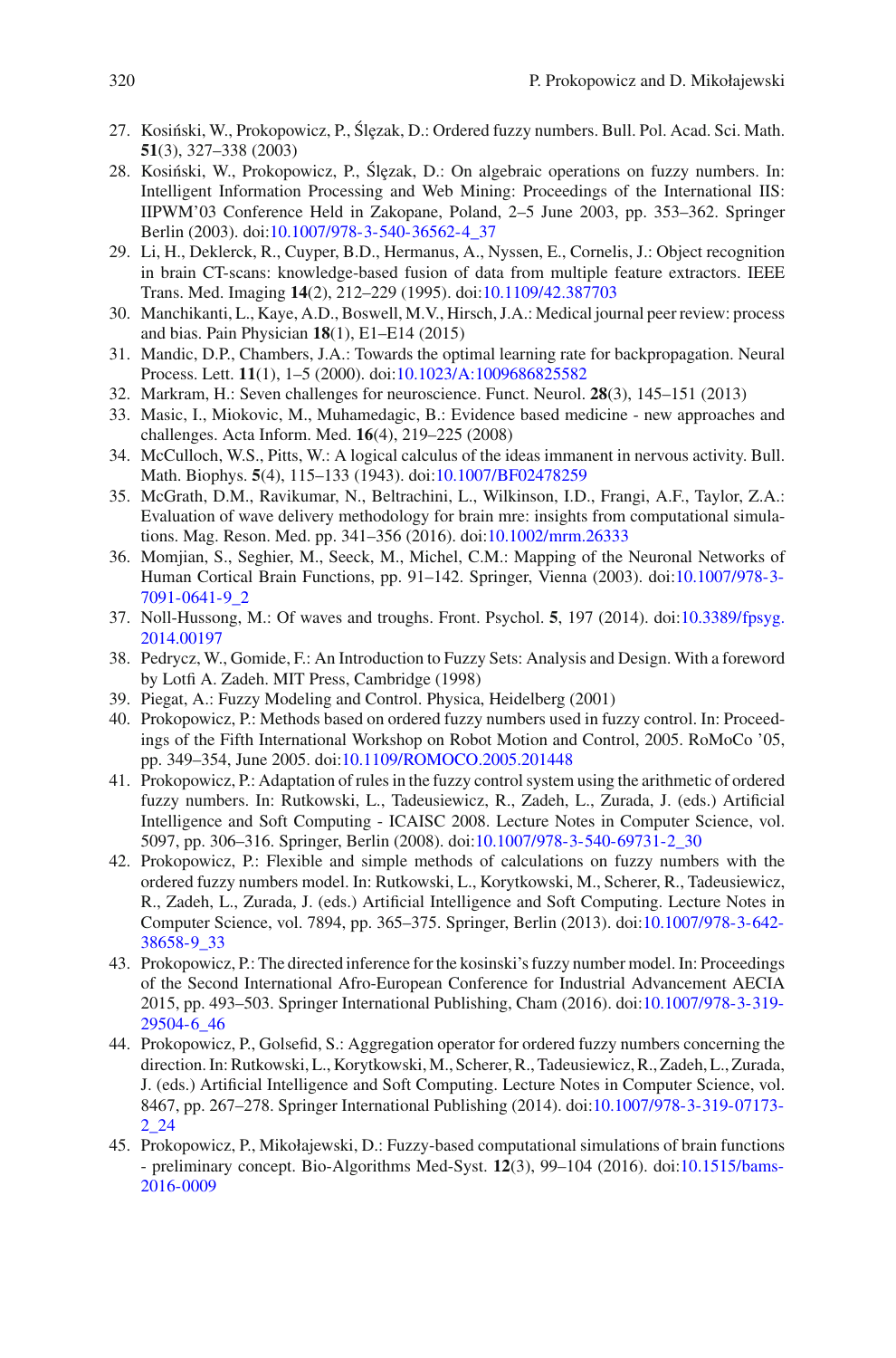27. Kosiński, W., Prokopowicz, P., Ślęzak, D.: Ordered fuzzy numbers. Bull. Pol. Acad. Sci. Math. **51**(3), 327–338 (2003)
28. Kosiński, W., Prokopowicz, P., Ślęzak, D.: On algebraic operations on fuzzy numbers. In: Intelligent Information Processing and Web Mining: Proceedings of the International IIS: IIPWM'03 Conference Held in Zakopane, Poland, 2–5 June 2003, pp. 353–362. Springer Berlin (2003). doi:10.1007/978-3-540-36562-4_37
29. Li, H., Deklerck, R., Cuyper, B.D., Hermanus, A., Nyssen, E., Cornelis, J.: Object recognition in brain CT-scans: knowledge-based fusion of data from multiple feature extractors. IEEE Trans. Med. Imaging **14**(2), 212–229 (1995). doi:10.1109/42.387703
30. Manchikanti, L., Kaye, A.D., Boswell, M.V., Hirsch, J.A.: Medical journal peer review: process and bias. Pain Physician **18**(1), E1–E14 (2015)
31. Mandic, D.P., Chambers, J.A.: Towards the optimal learning rate for backpropagation. Neural Process. Lett. **11**(1), 1–5 (2000). doi:10.1023/A:1009686825582
32. Markram, H.: Seven challenges for neuroscience. Funct. Neurol. **28**(3), 145–151 (2013)
33. Masic, I., Miokovic, M., Muhamedagic, B.: Evidence based medicine - new approaches and challenges. Acta Inform. Med. **16**(4), 219–225 (2008)
34. McCulloch, W.S., Pitts, W.: A logical calculus of the ideas immanent in nervous activity. Bull. Math. Biophys. **5**(4), 115–133 (1943). doi:10.1007/BF02478259
35. McGrath, D.M., Ravikumar, N., Beltrachini, L., Wilkinson, I.D., Frangi, A.F., Taylor, Z.A.: Evaluation of wave delivery methodology for brain mre: insights from computational simulations. Mag. Reson. Med. pp. 341–356 (2016). doi:10.1002/mrm.26333
36. Momjian, S., Seghier, M., Seeck, M., Michel, C.M.: Mapping of the Neuronal Networks of Human Cortical Brain Functions, pp. 91–142. Springer, Vienna (2003). doi:10.1007/978-3-7091-0641-9_2
37. Noll-Hussong, M.: Of waves and troughs. Front. Psychol. **5**, 197 (2014). doi:10.3389/fpsyg.2014.00197
38. Pedrycz, W., Gomide, F.: An Introduction to Fuzzy Sets: Analysis and Design. With a foreword by Lotfi A. Zadeh. MIT Press, Cambridge (1998)
39. Piegat, A.: Fuzzy Modeling and Control. Physica, Heidelberg (2001)
40. Prokopowicz, P.: Methods based on ordered fuzzy numbers used in fuzzy control. In: Proceedings of the Fifth International Workshop on Robot Motion and Control, 2005. RoMoCo '05, pp. 349–354, June 2005. doi:10.1109/ROMOCO.2005.201448
41. Prokopowicz, P.: Adaptation of rules in the fuzzy control system using the arithmetic of ordered fuzzy numbers. In: Rutkowski, L., Tadeusiewicz, R., Zadeh, L., Zurada, J. (eds.) Artificial Intelligence and Soft Computing - ICAISC 2008. Lecture Notes in Computer Science, vol. 5097, pp. 306–316. Springer, Berlin (2008). doi:10.1007/978-3-540-69731-2_30
42. Prokopowicz, P.: Flexible and simple methods of calculations on fuzzy numbers with the ordered fuzzy numbers model. In: Rutkowski, L., Korytkowski, M., Scherer, R., Tadeusiewicz, R., Zadeh, L., Zurada, J. (eds.) Artificial Intelligence and Soft Computing. Lecture Notes in Computer Science, vol. 7894, pp. 365–375. Springer, Berlin (2013). doi:10.1007/978-3-642-38658-9_33
43. Prokopowicz, P.: The directed inference for the kosinski's fuzzy number model. In: Proceedings of the Second International Afro-European Conference for Industrial Advancement AECIA 2015, pp. 493–503. Springer International Publishing, Cham (2016). doi:10.1007/978-3-319-29504-6_46
44. Prokopowicz, P., Golsefid, S.: Aggregation operator for ordered fuzzy numbers concerning the direction. In: Rutkowski, L., Korytkowski, M., Scherer, R., Tadeusiewicz, R., Zadeh, L., Zurada, J. (eds.) Artificial Intelligence and Soft Computing. Lecture Notes in Computer Science, vol. 8467, pp. 267–278. Springer International Publishing (2014). doi:10.1007/978-3-319-07173-2_24
45. Prokopowicz, P., Mikołajewski, D.: Fuzzy-based computational simulations of brain functions - preliminary concept. Bio-Algorithms Med-Syst. **12**(3), 99–104 (2016). doi:10.1515/bams-2016-0009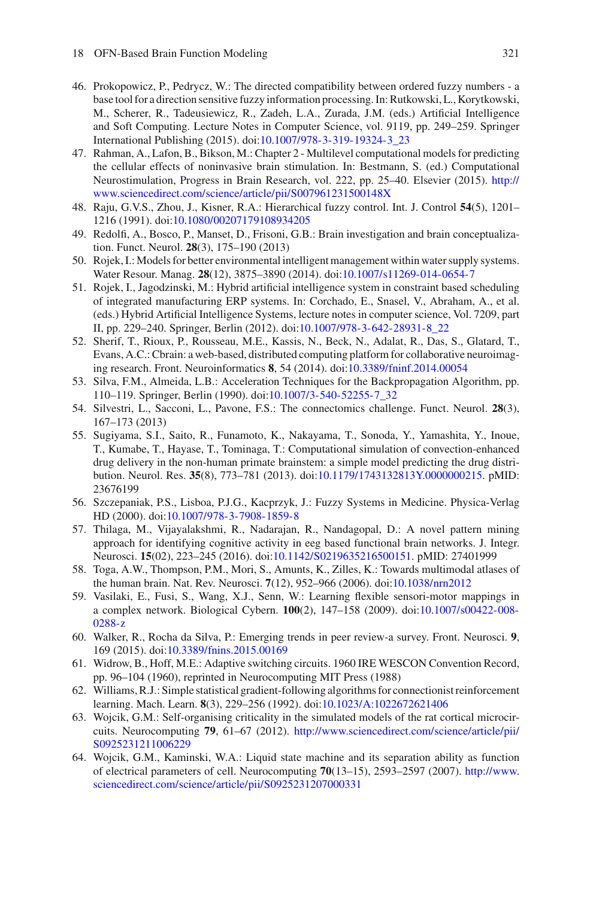46. Prokopowicz, P., Pedrycz, W.: The directed compatibility between ordered fuzzy numbers - a base tool for a direction sensitive fuzzy information processing. In: Rutkowski, L., Korytkowski, M., Scherer, R., Tadeusiewicz, R., Zadeh, L.A., Zurada, J.M. (eds.) Artificial Intelligence and Soft Computing. Lecture Notes in Computer Science, vol. 9119, pp. 249–259. Springer International Publishing (2015). doi:10.1007/978-3-319-19324-3_23
47. Rahman, A., Lafon, B., Bikson, M.: Chapter 2 - Multilevel computational models for predicting the cellular effects of noninvasive brain stimulation. In: Bestmann, S. (ed.) Computational Neurostimulation, Progress in Brain Research, vol. 222, pp. 25–40. Elsevier (2015). http://www.sciencedirect.com/science/article/pii/S007961231500148X
48. Raju, G.V.S., Zhou, J., Kisner, R.A.: Hierarchical fuzzy control. Int. J. Control **54**(5), 1201–1216 (1991). doi:10.1080/00207179108934205
49. Redolfi, A., Bosco, P., Manset, D., Frisoni, G.B.: Brain investigation and brain conceptualization. Funct. Neurol. **28**(3), 175–190 (2013)
50. Rojek, I.: Models for better environmental intelligent management within water supply systems. Water Resour. Manag. **28**(12), 3875–3890 (2014). doi:10.1007/s11269-014-0654-7
51. Rojek, I., Jagodzinski, M.: Hybrid artificial intelligence system in constraint based scheduling of integrated manufacturing ERP systems. In: Corchado, E., Snasel, V., Abraham, A., et al. (eds.) Hybrid Artificial Intelligence Systems, lecture notes in computer science, Vol. 7209, part II, pp. 229–240. Springer, Berlin (2012). doi:10.1007/978-3-642-28931-8_22
52. Sherif, T., Rioux, P., Rousseau, M.E., Kassis, N., Beck, N., Adalat, R., Das, S., Glatard, T., Evans, A.C.: Cbrain: a web-based, distributed computing platform for collaborative neuroimaging research. Front. Neuroinformatics **8**, 54 (2014). doi:10.3389/fninf.2014.00054
53. Silva, F.M., Almeida, L.B.: Acceleration Techniques for the Backpropagation Algorithm, pp. 110–119. Springer, Berlin (1990). doi:10.1007/3-540-52255-7_32
54. Silvestri, L., Sacconi, L., Pavone, F.S.: The connectomics challenge. Funct. Neurol. **28**(3), 167–173 (2013)
55. Sugiyama, S.I., Saito, R., Funamoto, K., Nakayama, T., Sonoda, Y., Yamashita, Y., Inoue, T., Kumabe, T., Hayase, T., Tominaga, T.: Computational simulation of convection-enhanced drug delivery in the non-human primate brainstem: a simple model predicting the drug distribution. Neurol. Res. **35**(8), 773–781 (2013). doi:10.1179/1743132813Y.0000000215. pMID: 23676199
56. Szczepaniak, P.S., Lisboa, P.J.G., Kacprzyk, J.: Fuzzy Systems in Medicine. Physica-Verlag HD (2000). doi:10.1007/978-3-7908-1859-8
57. Thilaga, M., Vijayalakshmi, R., Nadarajan, R., Nandagopal, D.: A novel pattern mining approach for identifying cognitive activity in eeg based functional brain networks. J. Integr. Neurosci. **15**(02), 223–245 (2016). doi:10.1142/S0219635216500151. pMID: 27401999
58. Toga, A.W., Thompson, P.M., Mori, S., Amunts, K., Zilles, K.: Towards multimodal atlases of the human brain. Nat. Rev. Neurosci. **7**(12), 952–966 (2006). doi:10.1038/nrn2012
59. Vasilaki, E., Fusi, S., Wang, X.J., Senn, W.: Learning flexible sensori-motor mappings in a complex network. Biological Cybern. **100**(2), 147–158 (2009). doi:10.1007/s00422-008-0288-z
60. Walker, R., Rocha da Silva, P.: Emerging trends in peer review-a survey. Front. Neurosci. **9**, 169 (2015). doi:10.3389/fnins.2015.00169
61. Widrow, B., Hoff, M.E.: Adaptive switching circuits. 1960 IRE WESCON Convention Record, pp. 96–104 (1960), reprinted in Neurocomputing MIT Press (1988)
62. Williams, R.J.: Simple statistical gradient-following algorithms for connectionist reinforcement learning. Mach. Learn. **8**(3), 229–256 (1992). doi:10.1023/A:1022672621406
63. Wojcik, G.M.: Self-organising criticality in the simulated models of the rat cortical microcircuits. Neurocomputing **79**, 61–67 (2012). http://www.sciencedirect.com/science/article/pii/S0925231211006229
64. Wojcik, G.M., Kaminski, W.A.: Liquid state machine and its separation ability as function of electrical parameters of cell. Neurocomputing **70**(13–15), 2593–2597 (2007). http://www.sciencedirect.com/science/article/pii/S0925231207000331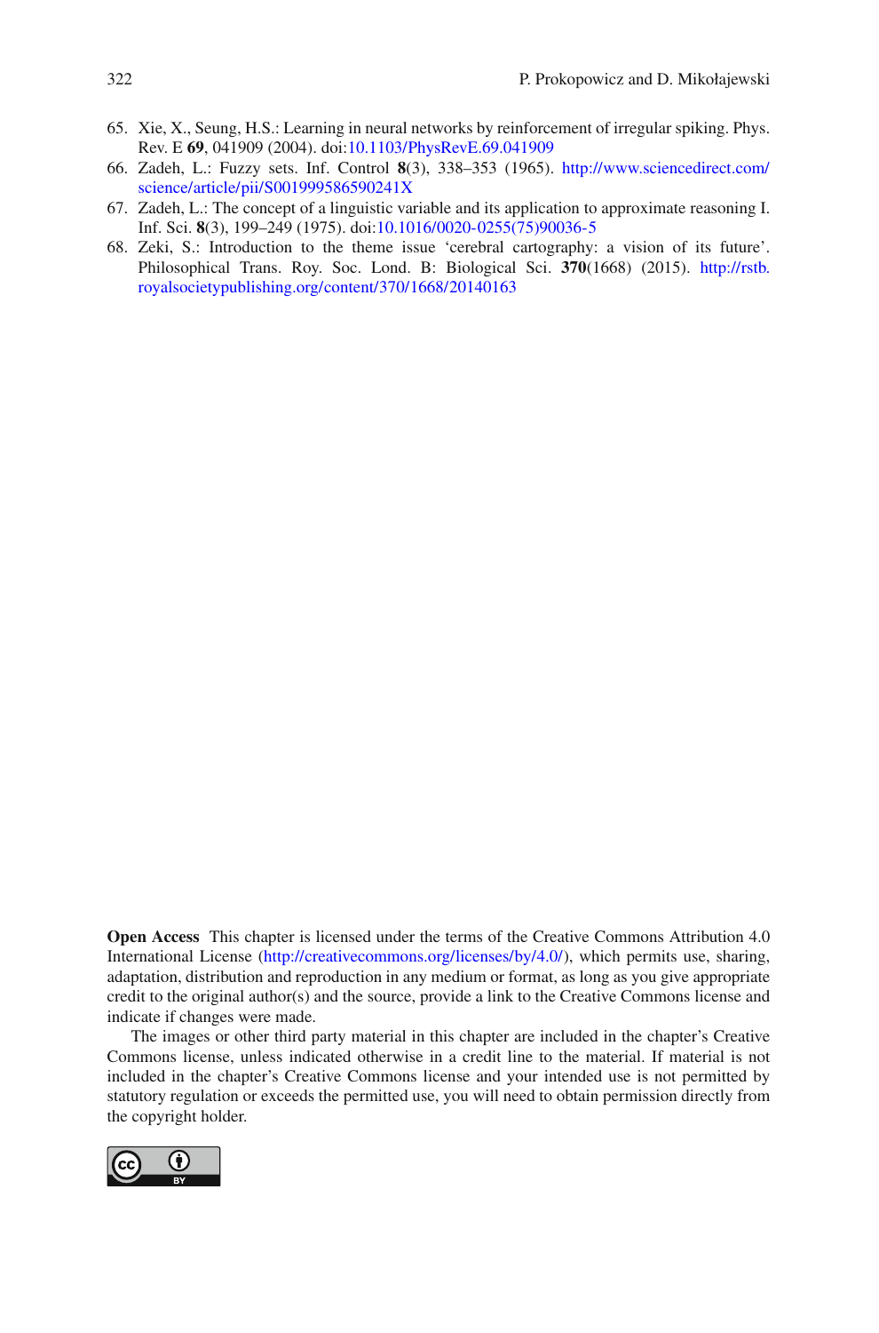65. Xie, X., Seung, H.S.: Learning in neural networks by reinforcement of irregular spiking. Phys. Rev. E **69**, 041909 (2004). doi:10.1103/PhysRevE.69.041909
66. Zadeh, L.: Fuzzy sets. Inf. Control **8**(3), 338–353 (1965). http://www.sciencedirect.com/science/article/pii/S001999586590241X
67. Zadeh, L.: The concept of a linguistic variable and its application to approximate reasoning I. Inf. Sci. **8**(3), 199–249 (1975). doi:10.1016/0020-0255(75)90036-5
68. Zeki, S.: Introduction to the theme issue 'cerebral cartography: a vision of its future'. Philosophical Trans. Roy. Soc. Lond. B: Biological Sci. **370**(1668) (2015). http://rstb.royalsocietypublishing.org/content/370/1668/20140163

**Open Access** This chapter is licensed under the terms of the Creative Commons Attribution 4.0 International License (http://creativecommons.org/licenses/by/4.0/), which permits use, sharing, adaptation, distribution and reproduction in any medium or format, as long as you give appropriate credit to the original author(s) and the source, provide a link to the Creative Commons license and indicate if changes were made.

The images or other third party material in this chapter are included in the chapter's Creative Commons license, unless indicated otherwise in a credit line to the material. If material is not included in the chapter's Creative Commons license and your intended use is not permitted by statutory regulation or exceeds the permitted use, you will need to obtain permission directly from the copyright holder.